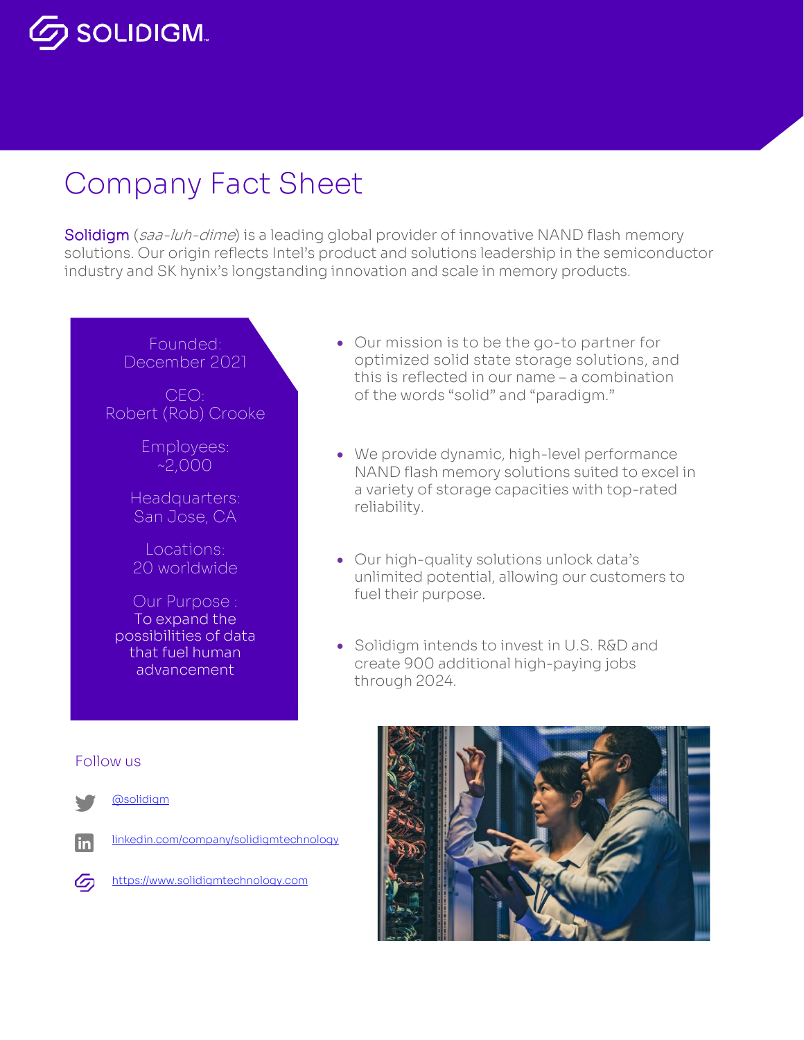SOLIDIGM™

# Company Fact Sheet

Solidigm (*saa-luh-dime*) is a leading global provider of innovative NAND flash memory solutions. Our origin reflects Intel's product and solutions leadership in the semiconductor industry and SK hynix's longstanding innovation and scale in memory products.

Founded:
December 2021

CEO:
Robert (Rob) Crooke

Employees:
~2,000

Headquarters:
San Jose, CA

Locations:
20 worldwide

Our Purpose :
To expand the possibilities of data that fuel human advancement

- Our mission is to be the go-to partner for optimized solid state storage solutions, and this is reflected in our name – a combination of the words "solid" and "paradigm."
- We provide dynamic, high-level performance NAND flash memory solutions suited to excel in a variety of storage capacities with top-rated reliability.
- Our high-quality solutions unlock data's unlimited potential, allowing our customers to fuel their purpose.
- Solidigm intends to invest in U.S. R&D and create 900 additional high-paying jobs through 2024.

## Follow us

- @solidigm
- linkedin.com/company/solidigmtechnology
- https://www.solidigmtechnology.com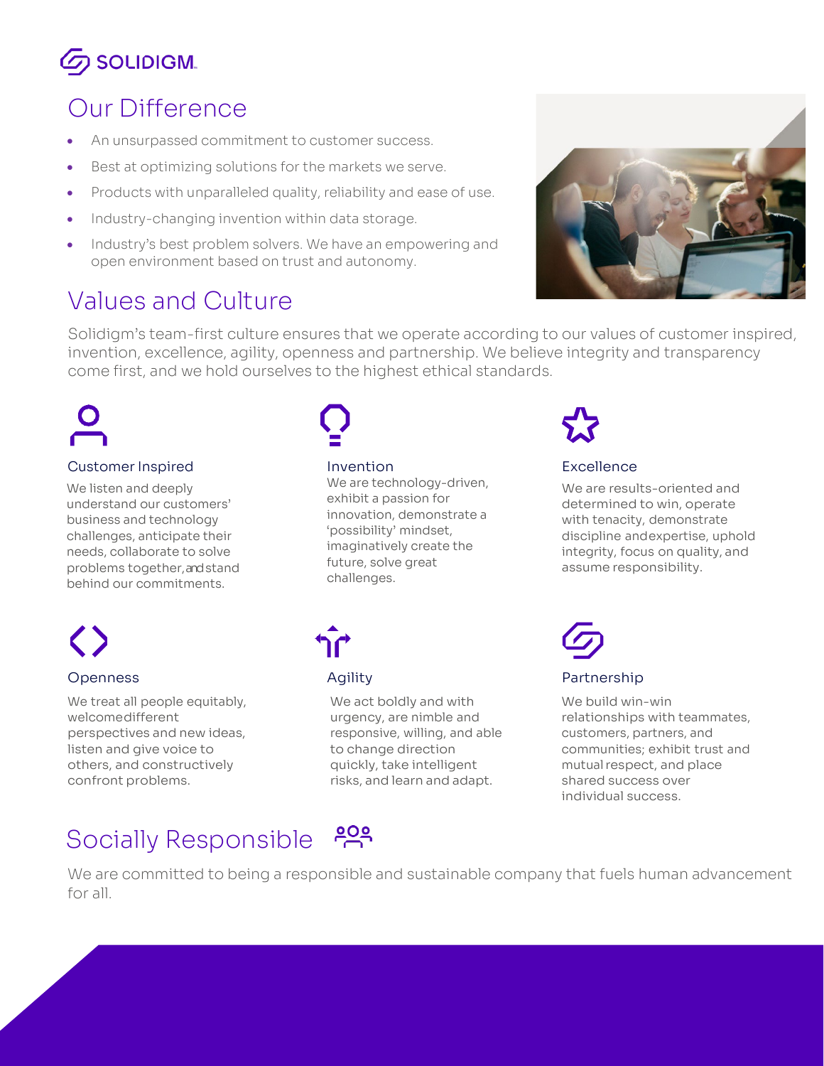# Our Difference

- An unsurpassed commitment to customer success.
- Best at optimizing solutions for the markets we serve.
- Products with unparalleled quality, reliability and ease of use.
- Industry-changing invention within data storage.
- Industry's best problem solvers. We have an empowering and open environment based on trust and autonomy.

# Values and Culture

Solidigm's team-first culture ensures that we operate according to our values of customer inspired, invention, excellence, agility, openness and partnership. We believe integrity and transparency come first, and we hold ourselves to the highest ethical standards.

### Customer Inspired

We listen and deeply understand our customers' business and technology challenges, anticipate their needs, collaborate to solve problems together, and stand behind our commitments.

### Invention

We are technology-driven, exhibit a passion for innovation, demonstrate a 'possibility' mindset, imaginatively create the future, solve great challenges.

### Excellence

We are results-oriented and determined to win, operate with tenacity, demonstrate discipline and expertise, uphold integrity, focus on quality, and assume responsibility.

### Openness

We treat all people equitably, welcome different perspectives and new ideas, listen and give voice to others, and constructively confront problems.

### Agility

We act boldly and with urgency, are nimble and responsive, willing, and able to change direction quickly, take intelligent risks, and learn and adapt.

### Partnership

We build win-win relationships with teammates, customers, partners, and communities; exhibit trust and mutual respect, and place shared success over individual success.

# Socially Responsible

We are committed to being a responsible and sustainable company that fuels human advancement for all.